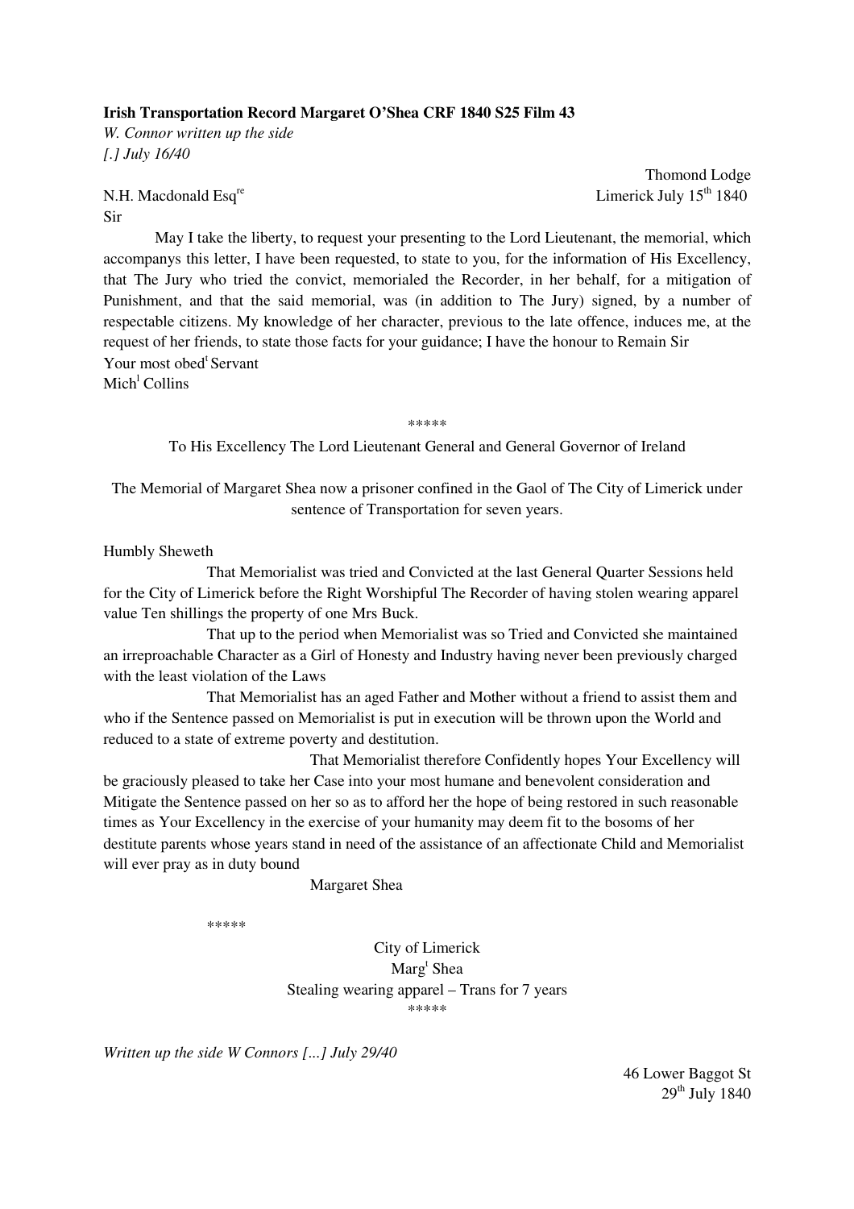**Irish Transportation Record Margaret O'Shea CRF 1840 S25 Film 43**

*W. Connor written up the side*
*[.] July 16/40*

Thomond Lodge
Limerick July 15th 1840

N.H. Macdonald Esqre

Sir

May I take the liberty, to request your presenting to the Lord Lieutenant, the memorial, which accompanys this letter, I have been requested, to state to you, for the information of His Excellency, that The Jury who tried the convict, memorialed the Recorder, in her behalf, for a mitigation of Punishment, and that the said memorial, was (in addition to The Jury) signed, by a number of respectable citizens. My knowledge of her character, previous to the late offence, induces me, at the request of her friends, to state those facts for your guidance; I have the honour to Remain Sir
Your most obedt Servant
Michl Collins

\*\*\*\*\*

To His Excellency The Lord Lieutenant General and General Governor of Ireland

The Memorial of Margaret Shea now a prisoner confined in the Gaol of The City of Limerick under sentence of Transportation for seven years.

Humbly Sheweth

That Memorialist was tried and Convicted at the last General Quarter Sessions held for the City of Limerick before the Right Worshipful The Recorder of having stolen wearing apparel value Ten shillings the property of one Mrs Buck.

That up to the period when Memorialist was so Tried and Convicted she maintained an irreproachable Character as a Girl of Honesty and Industry having never been previously charged with the least violation of the Laws

That Memorialist has an aged Father and Mother without a friend to assist them and who if the Sentence passed on Memorialist is put in execution will be thrown upon the World and reduced to a state of extreme poverty and destitution.

That Memorialist therefore Confidently hopes Your Excellency will be graciously pleased to take her Case into your most humane and benevolent consideration and Mitigate the Sentence passed on her so as to afford her the hope of being restored in such reasonable times as Your Excellency in the exercise of your humanity may deem fit to the bosoms of her destitute parents whose years stand in need of the assistance of an affectionate Child and Memorialist will ever pray as in duty bound

Margaret Shea

\*\*\*\*\*

City of Limerick
Margt Shea
Stealing wearing apparel – Trans for 7 years

\*\*\*\*\*

*Written up the side W Connors [...] July 29/40*

46 Lower Baggot St
29th July 1840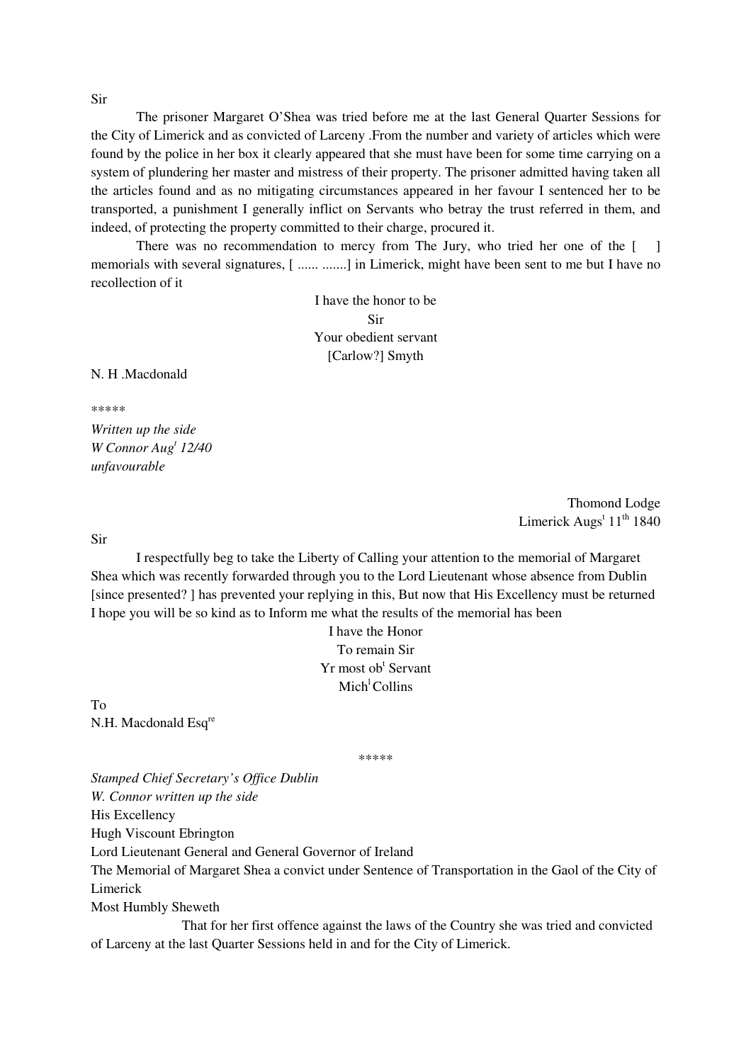Sir

The prisoner Margaret O'Shea was tried before me at the last General Quarter Sessions for the City of Limerick and as convicted of Larceny .From the number and variety of articles which were found by the police in her box it clearly appeared that she must have been for some time carrying on a system of plundering her master and mistress of their property. The prisoner admitted having taken all the articles found and as no mitigating circumstances appeared in her favour I sentenced her to be transported, a punishment I generally inflict on Servants who betray the trust referred in them, and indeed, of protecting the property committed to their charge, procured it.

There was no recommendation to mercy from The Jury, who tried her one of the [ ] memorials with several signatures, [ ...... .......] in Limerick, might have been sent to me but I have no recollection of it

I have the honor to be
Sir
Your obedient servant
[Carlow?] Smyth

N. H .Macdonald

\*\*\*\*\*

*Written up the side*
*W Connor Aug[t] 12/40*
*unfavourable*

Thomond Lodge
Limerick Augs[t] 11[th] 1840

Sir

I respectfully beg to take the Liberty of Calling your attention to the memorial of Margaret Shea which was recently forwarded through you to the Lord Lieutenant whose absence from Dublin [since presented? ] has prevented your replying in this, But now that His Excellency must be returned I hope you will be so kind as to Inform me what the results of the memorial has been

I have the Honor
To remain Sir
Yr most ob[t] Servant
Mich[l] Collins

To
N.H. Macdonald Esq[re]

\*\*\*\*\*

*Stamped Chief Secretary's Office Dublin*
*W. Connor written up the side*
His Excellency
Hugh Viscount Ebrington
Lord Lieutenant General and General Governor of Ireland
The Memorial of Margaret Shea a convict under Sentence of Transportation in the Gaol of the City of Limerick
Most Humbly Sheweth

That for her first offence against the laws of the Country she was tried and convicted of Larceny at the last Quarter Sessions held in and for the City of Limerick.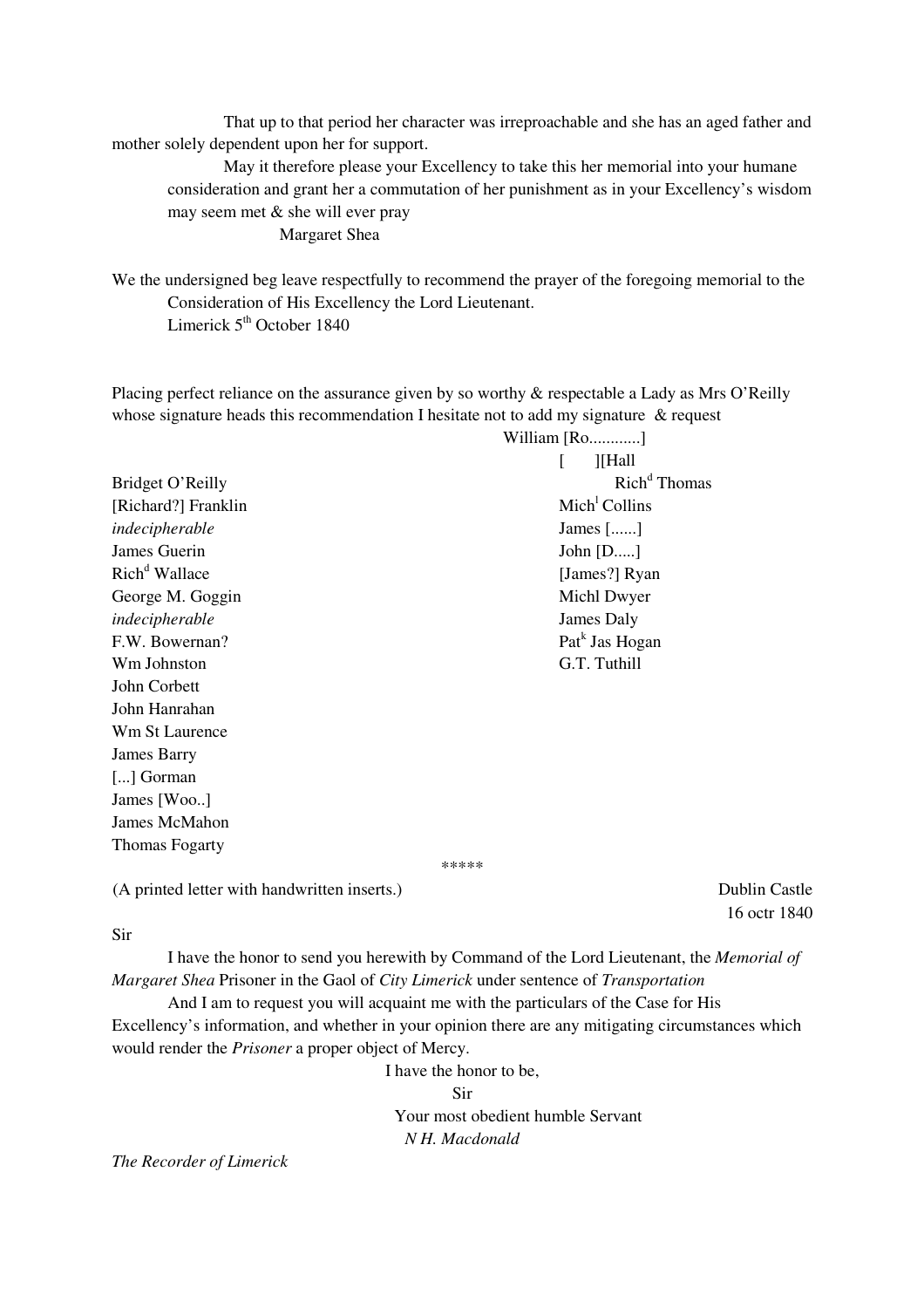That up to that period her character was irreproachable and she has an aged father and mother solely dependent upon her for support.

May it therefore please your Excellency to take this her memorial into your humane consideration and grant her a commutation of her punishment as in your Excellency's wisdom may seem met & she will ever pray

Margaret Shea

We the undersigned beg leave respectfully to recommend the prayer of the foregoing memorial to the Consideration of His Excellency the Lord Lieutenant.
Limerick 5th October 1840

Placing perfect reliance on the assurance given by so worthy & respectable a Lady as Mrs O'Reilly whose signature heads this recommendation I hesitate not to add my signature & request

William [Ro............]

Bridget O'Reilly
[Richard?] Franklin
*indecipherable*
James Guerin
Rich[d] Wallace
George M. Goggin
*indecipherable*
F.W. Bowernan?
Wm Johnston
John Corbett
John Hanrahan
Wm St Laurence
James Barry
[...] Gorman
James [Woo..]
James McMahon
Thomas Fogarty

[ ][Hall
Rich[d] Thomas
Mich[l] Collins
James [......]
John [D.....]
[James?] Ryan
Michl Dwyer
James Daly
Pat[k] Jas Hogan
G.T. Tuthill

\*\*\*\*\*

(A printed letter with handwritten inserts.)

Dublin Castle
16 octr 1840

Sir

I have the honor to send you herewith by Command of the Lord Lieutenant, the *Memorial of Margaret Shea* Prisoner in the Gaol of *City Limerick* under sentence of *Transportation*

And I am to request you will acquaint me with the particulars of the Case for His Excellency's information, and whether in your opinion there are any mitigating circumstances which would render the *Prisoner* a proper object of Mercy.

I have the honor to be,
Sir
Your most obedient humble Servant
*N H. Macdonald*

*The Recorder of Limerick*